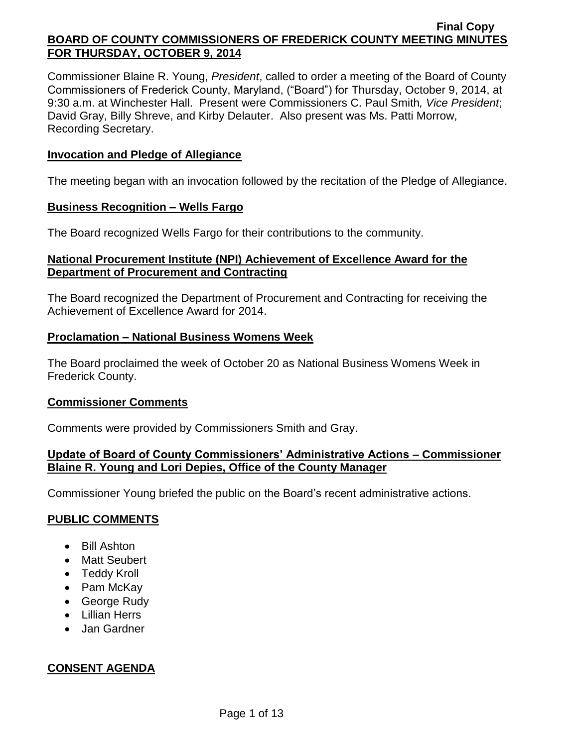**Final Copy**

**BOARD OF COUNTY COMMISSIONERS OF FREDERICK COUNTY MEETING MINUTES FOR THURSDAY, OCTOBER 9, 2014**

Commissioner Blaine R. Young, *President*, called to order a meeting of the Board of County Commissioners of Frederick County, Maryland, ("Board") for Thursday, October 9, 2014, at 9:30 a.m. at Winchester Hall. Present were Commissioners C. Paul Smith*, Vice President*; David Gray, Billy Shreve, and Kirby Delauter. Also present was Ms. Patti Morrow, Recording Secretary.

**Invocation and Pledge of Allegiance**

The meeting began with an invocation followed by the recitation of the Pledge of Allegiance.

**Business Recognition – Wells Fargo**

The Board recognized Wells Fargo for their contributions to the community.

**National Procurement Institute (NPI) Achievement of Excellence Award for the Department of Procurement and Contracting**

The Board recognized the Department of Procurement and Contracting for receiving the Achievement of Excellence Award for 2014.

**Proclamation – National Business Womens Week**

The Board proclaimed the week of October 20 as National Business Womens Week in Frederick County.

**Commissioner Comments**

Comments were provided by Commissioners Smith and Gray.

**Update of Board of County Commissioners' Administrative Actions – Commissioner Blaine R. Young and Lori Depies, Office of the County Manager**

Commissioner Young briefed the public on the Board's recent administrative actions.

**PUBLIC COMMENTS**

- Bill Ashton
- Matt Seubert
- Teddy Kroll
- Pam McKay
- George Rudy
- Lillian Herrs
- Jan Gardner

**CONSENT AGENDA**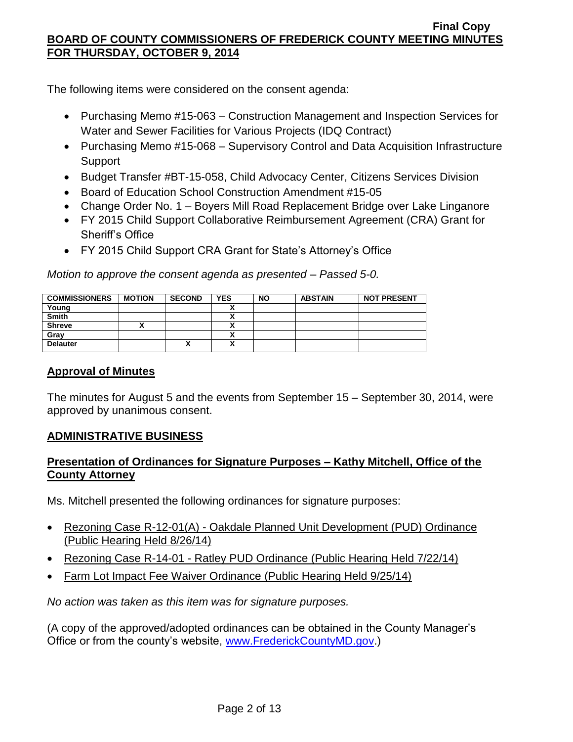The following items were considered on the consent agenda:

- Purchasing Memo #15-063 – Construction Management and Inspection Services for Water and Sewer Facilities for Various Projects (IDQ Contract)
- Purchasing Memo #15-068 – Supervisory Control and Data Acquisition Infrastructure Support
- Budget Transfer #BT-15-058, Child Advocacy Center, Citizens Services Division
- Board of Education School Construction Amendment #15-05
- Change Order No. 1 – Boyers Mill Road Replacement Bridge over Lake Linganore
- FY 2015 Child Support Collaborative Reimbursement Agreement (CRA) Grant for Sheriff's Office
- FY 2015 Child Support CRA Grant for State's Attorney's Office

*Motion to approve the consent agenda as presented – Passed 5-0.*

| COMMISSIONERS | MOTION | SECOND | YES | NO | ABSTAIN | NOT PRESENT |
|---|---|---|---|---|---|---|
| Young | | | X | | | |
| Smith | | | X | | | |
| Shreve | X | | X | | | |
| Gray | | | X | | | |
| Delauter | | X | X | | | |

## Approval of Minutes

The minutes for August 5 and the events from September 15 – September 30, 2014, were approved by unanimous consent.

## ADMINISTRATIVE BUSINESS

### Presentation of Ordinances for Signature Purposes – Kathy Mitchell, Office of the County Attorney

Ms. Mitchell presented the following ordinances for signature purposes:

- Rezoning Case R-12-01(A) - Oakdale Planned Unit Development (PUD) Ordinance (Public Hearing Held 8/26/14)
- Rezoning Case R-14-01 - Ratley PUD Ordinance (Public Hearing Held 7/22/14)
- Farm Lot Impact Fee Waiver Ordinance (Public Hearing Held 9/25/14)

*No action was taken as this item was for signature purposes.*

(A copy of the approved/adopted ordinances can be obtained in the County Manager's Office or from the county's website, www.FrederickCountyMD.gov.)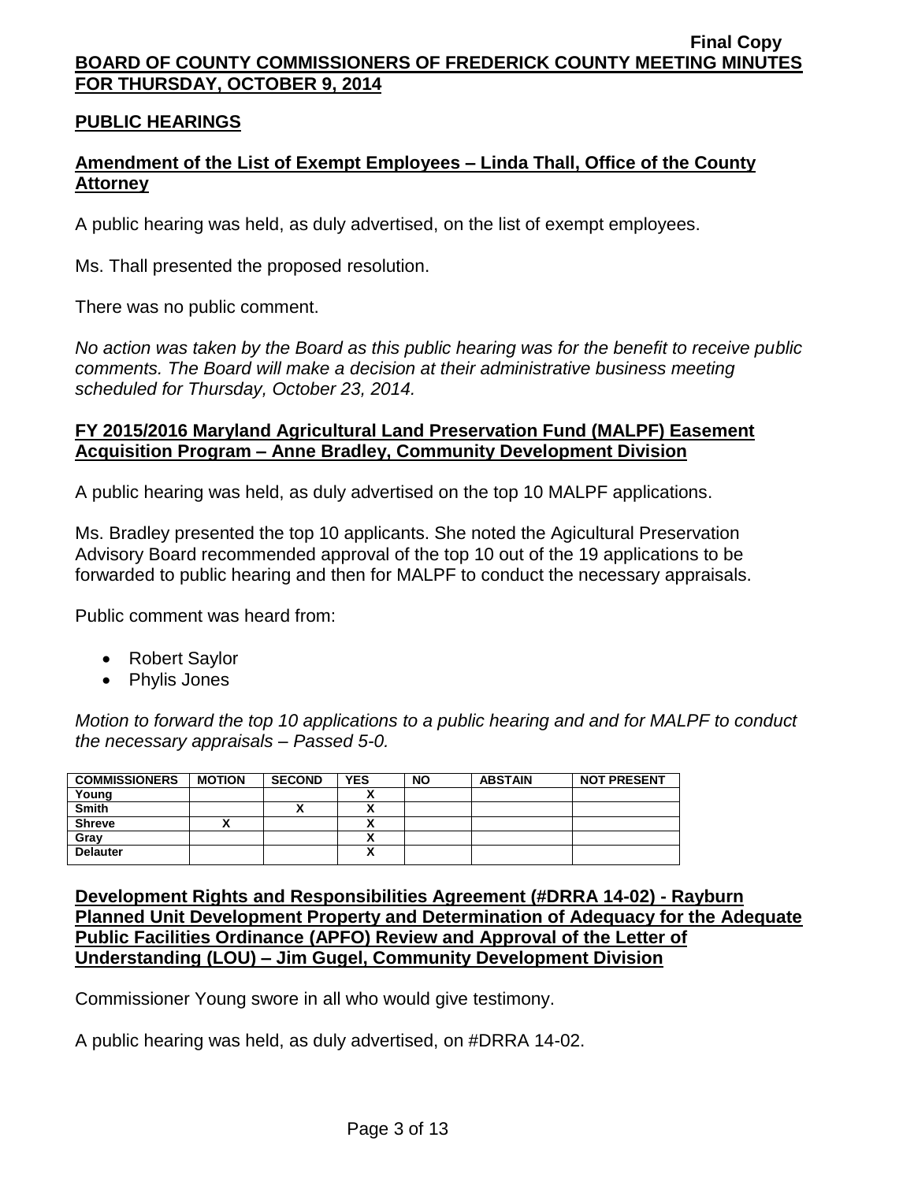Final Copy

**BOARD OF COUNTY COMMISSIONERS OF FREDERICK COUNTY MEETING MINUTES FOR THURSDAY, OCTOBER 9, 2014**

## PUBLIC HEARINGS

### Amendment of the List of Exempt Employees – Linda Thall, Office of the County Attorney

A public hearing was held, as duly advertised, on the list of exempt employees.

Ms. Thall presented the proposed resolution.

There was no public comment.

*No action was taken by the Board as this public hearing was for the benefit to receive public comments. The Board will make a decision at their administrative business meeting scheduled for Thursday, October 23, 2014.*

### FY 2015/2016 Maryland Agricultural Land Preservation Fund (MALPF) Easement Acquisition Program – Anne Bradley, Community Development Division

A public hearing was held, as duly advertised on the top 10 MALPF applications.

Ms. Bradley presented the top 10 applicants. She noted the Agicultural Preservation Advisory Board recommended approval of the top 10 out of the 19 applications to be forwarded to public hearing and then for MALPF to conduct the necessary appraisals.

Public comment was heard from:

- Robert Saylor
- Phylis Jones

*Motion to forward the top 10 applications to a public hearing and and for MALPF to conduct the necessary appraisals – Passed 5-0.*

| COMMISSIONERS | MOTION | SECOND | YES | NO | ABSTAIN | NOT PRESENT |
|---|---|---|---|---|---|---|
| Young | | | X | | | |
| Smith | | X | X | | | |
| Shreve | X | | X | | | |
| Gray | | | X | | | |
| Delauter | | | X | | | |

### Development Rights and Responsibilities Agreement (#DRRA 14-02) - Rayburn Planned Unit Development Property and Determination of Adequacy for the Adequate Public Facilities Ordinance (APFO) Review and Approval of the Letter of Understanding (LOU) – Jim Gugel, Community Development Division

Commissioner Young swore in all who would give testimony.

A public hearing was held, as duly advertised, on #DRRA 14-02.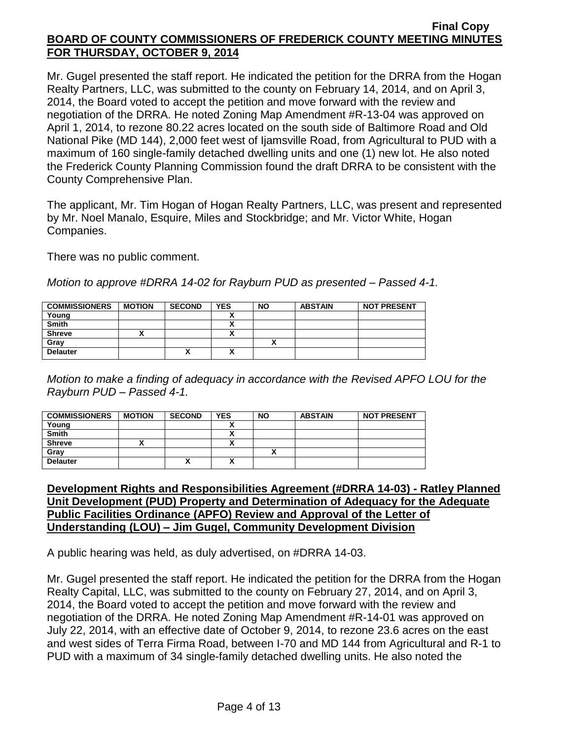Mr. Gugel presented the staff report. He indicated the petition for the DRRA from the Hogan Realty Partners, LLC, was submitted to the county on February 14, 2014, and on April 3, 2014, the Board voted to accept the petition and move forward with the review and negotiation of the DRRA. He noted Zoning Map Amendment #R-13-04 was approved on April 1, 2014, to rezone 80.22 acres located on the south side of Baltimore Road and Old National Pike (MD 144), 2,000 feet west of Ijamsville Road, from Agricultural to PUD with a maximum of 160 single-family detached dwelling units and one (1) new lot. He also noted the Frederick County Planning Commission found the draft DRRA to be consistent with the County Comprehensive Plan.

The applicant, Mr. Tim Hogan of Hogan Realty Partners, LLC, was present and represented by Mr. Noel Manalo, Esquire, Miles and Stockbridge; and Mr. Victor White, Hogan Companies.

There was no public comment.

*Motion to approve #DRRA 14-02 for Rayburn PUD as presented – Passed 4-1.*

| COMMISSIONERS | MOTION | SECOND | YES | NO | ABSTAIN | NOT PRESENT |
|---|---|---|---|---|---|---|
| Young | | | X | | | |
| Smith | | | X | | | |
| Shreve | X | | X | | | |
| Gray | | | | X | | |
| Delauter | | X | X | | | |

*Motion to make a finding of adequacy in accordance with the Revised APFO LOU for the Rayburn PUD – Passed 4-1.*

| COMMISSIONERS | MOTION | SECOND | YES | NO | ABSTAIN | NOT PRESENT |
|---|---|---|---|---|---|---|
| Young | | | X | | | |
| Smith | | | X | | | |
| Shreve | X | | X | | | |
| Gray | | | | X | | |
| Delauter | | X | X | | | |

**Development Rights and Responsibilities Agreement (#DRRA 14-03) - Ratley Planned Unit Development (PUD) Property and Determination of Adequacy for the Adequate Public Facilities Ordinance (APFO) Review and Approval of the Letter of Understanding (LOU) – Jim Gugel, Community Development Division**

A public hearing was held, as duly advertised, on #DRRA 14-03.

Mr. Gugel presented the staff report. He indicated the petition for the DRRA from the Hogan Realty Capital, LLC, was submitted to the county on February 27, 2014, and on April 3, 2014, the Board voted to accept the petition and move forward with the review and negotiation of the DRRA. He noted Zoning Map Amendment #R-14-01 was approved on July 22, 2014, with an effective date of October 9, 2014, to rezone 23.6 acres on the east and west sides of Terra Firma Road, between I-70 and MD 144 from Agricultural and R-1 to PUD with a maximum of 34 single-family detached dwelling units. He also noted the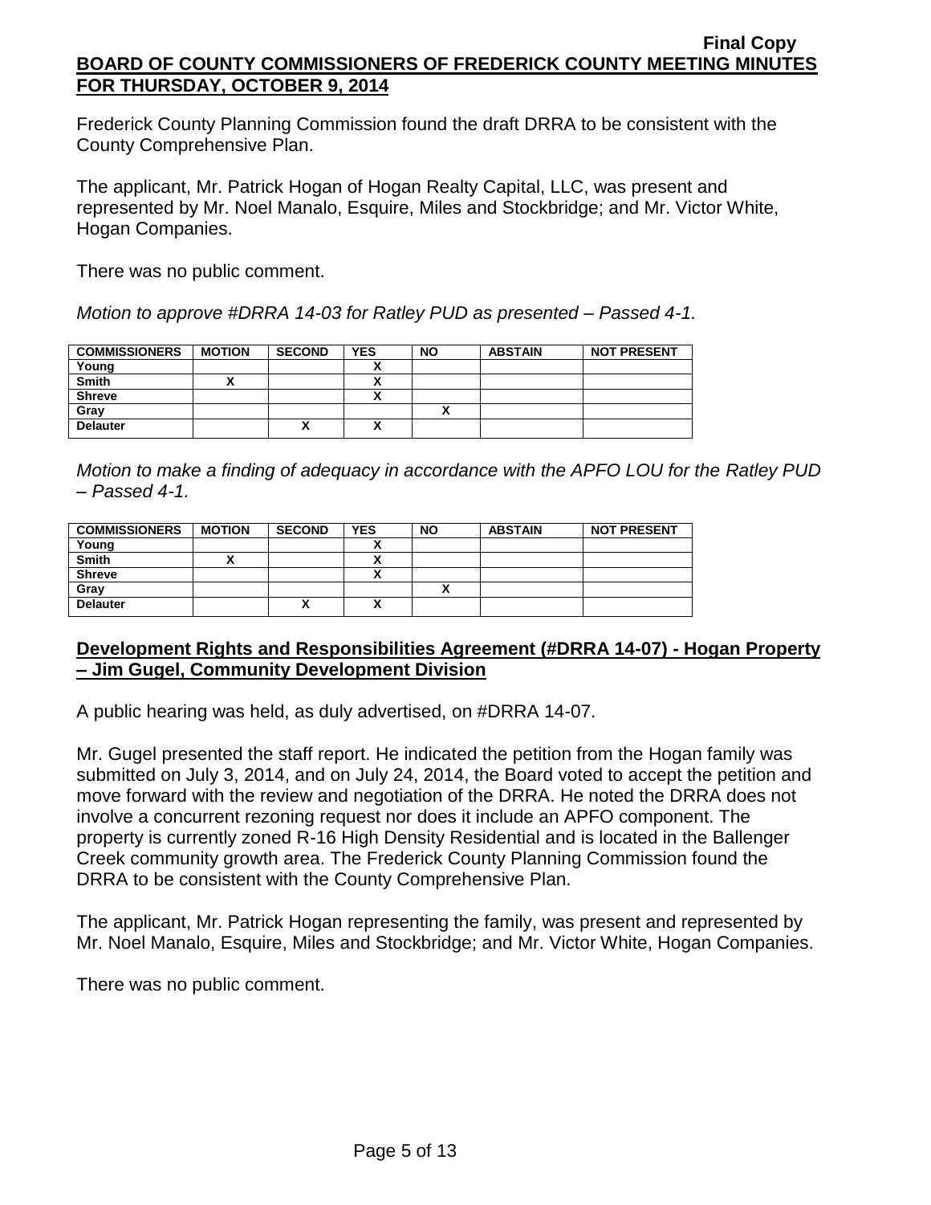Frederick County Planning Commission found the draft DRRA to be consistent with the County Comprehensive Plan.

The applicant, Mr. Patrick Hogan of Hogan Realty Capital, LLC, was present and represented by Mr. Noel Manalo, Esquire, Miles and Stockbridge; and Mr. Victor White, Hogan Companies.

There was no public comment.

*Motion to approve #DRRA 14-03 for Ratley PUD as presented – Passed 4-1.*

| COMMISSIONERS | MOTION | SECOND | YES | NO | ABSTAIN | NOT PRESENT |
|---|---|---|---|---|---|---|
| Young | | | X | | | |
| Smith | X | | X | | | |
| Shreve | | | X | | | |
| Gray | | | | X | | |
| Delauter | | X | X | | | |

*Motion to make a finding of adequacy in accordance with the APFO LOU for the Ratley PUD – Passed 4-1.*

| COMMISSIONERS | MOTION | SECOND | YES | NO | ABSTAIN | NOT PRESENT |
|---|---|---|---|---|---|---|
| Young | | | X | | | |
| Smith | X | | X | | | |
| Shreve | | | X | | | |
| Gray | | | | X | | |
| Delauter | | X | X | | | |

## Development Rights and Responsibilities Agreement (#DRRA 14-07) - Hogan Property – Jim Gugel, Community Development Division

A public hearing was held, as duly advertised, on #DRRA 14-07.

Mr. Gugel presented the staff report. He indicated the petition from the Hogan family was submitted on July 3, 2014, and on July 24, 2014, the Board voted to accept the petition and move forward with the review and negotiation of the DRRA. He noted the DRRA does not involve a concurrent rezoning request nor does it include an APFO component. The property is currently zoned R-16 High Density Residential and is located in the Ballenger Creek community growth area. The Frederick County Planning Commission found the DRRA to be consistent with the County Comprehensive Plan.

The applicant, Mr. Patrick Hogan representing the family, was present and represented by Mr. Noel Manalo, Esquire, Miles and Stockbridge; and Mr. Victor White, Hogan Companies.

There was no public comment.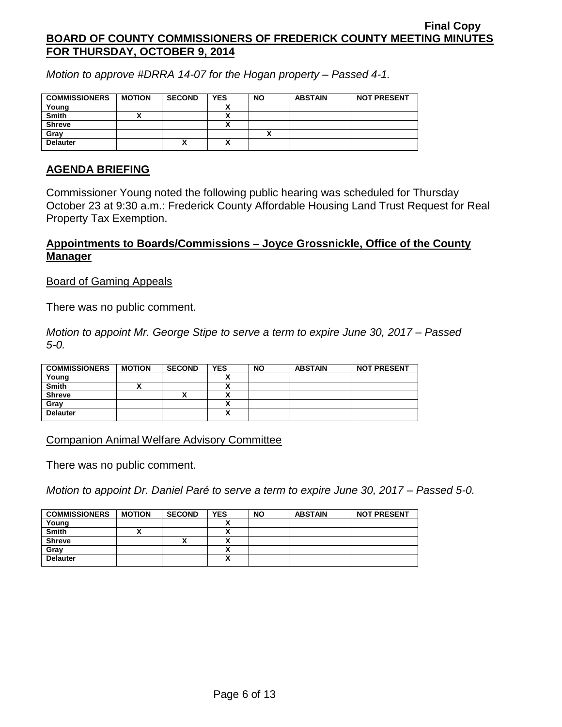*Motion to approve #DRRA 14-07 for the Hogan property – Passed 4-1.*

| COMMISSIONERS | MOTION | SECOND | YES | NO | ABSTAIN | NOT PRESENT |
|---|---|---|---|---|---|---|
| Young | | | X | | | |
| Smith | X | | X | | | |
| Shreve | | | X | | | |
| Gray | | | | X | | |
| Delauter | | X | X | | | |

## AGENDA BRIEFING

Commissioner Young noted the following public hearing was scheduled for Thursday October 23 at 9:30 a.m.: Frederick County Affordable Housing Land Trust Request for Real Property Tax Exemption.

## Appointments to Boards/Commissions – Joyce Grossnickle, Office of the County Manager

Board of Gaming Appeals

There was no public comment.

*Motion to appoint Mr. George Stipe to serve a term to expire June 30, 2017 – Passed 5-0.*

| COMMISSIONERS | MOTION | SECOND | YES | NO | ABSTAIN | NOT PRESENT |
|---|---|---|---|---|---|---|
| Young | | | X | | | |
| Smith | X | | X | | | |
| Shreve | | X | X | | | |
| Gray | | | X | | | |
| Delauter | | | X | | | |

Companion Animal Welfare Advisory Committee

There was no public comment.

*Motion to appoint Dr. Daniel Paré to serve a term to expire June 30, 2017 – Passed 5-0.*

| COMMISSIONERS | MOTION | SECOND | YES | NO | ABSTAIN | NOT PRESENT |
|---|---|---|---|---|---|---|
| Young | | | X | | | |
| Smith | X | | X | | | |
| Shreve | | X | X | | | |
| Gray | | | X | | | |
| Delauter | | | X | | | |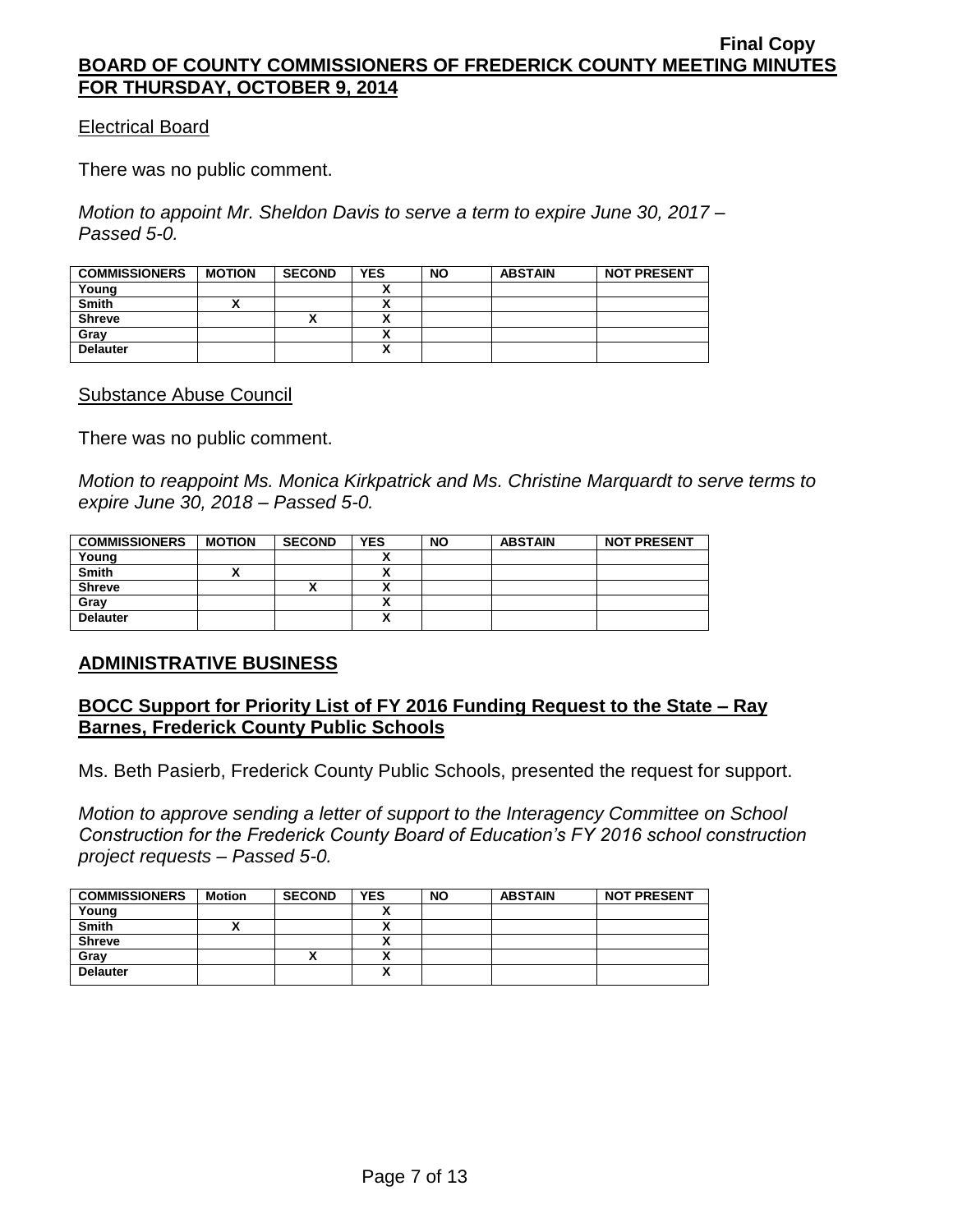Electrical Board

There was no public comment.

*Motion to appoint Mr. Sheldon Davis to serve a term to expire June 30, 2017 – Passed 5-0.*

| COMMISSIONERS | MOTION | SECOND | YES | NO | ABSTAIN | NOT PRESENT |
|---|---|---|---|---|---|---|
| Young | | | X | | | |
| Smith | X | | X | | | |
| Shreve | | X | X | | | |
| Gray | | | X | | | |
| Delauter | | | X | | | |

Substance Abuse Council

There was no public comment.

*Motion to reappoint Ms. Monica Kirkpatrick and Ms. Christine Marquardt to serve terms to expire June 30, 2018 – Passed 5-0.*

| COMMISSIONERS | MOTION | SECOND | YES | NO | ABSTAIN | NOT PRESENT |
|---|---|---|---|---|---|---|
| Young | | | X | | | |
| Smith | X | | X | | | |
| Shreve | | X | X | | | |
| Gray | | | X | | | |
| Delauter | | | X | | | |

## ADMINISTRATIVE BUSINESS

### BOCC Support for Priority List of FY 2016 Funding Request to the State – Ray Barnes, Frederick County Public Schools

Ms. Beth Pasierb, Frederick County Public Schools, presented the request for support.

*Motion to approve sending a letter of support to the Interagency Committee on School Construction for the Frederick County Board of Education's FY 2016 school construction project requests – Passed 5-0.*

| COMMISSIONERS | Motion | SECOND | YES | NO | ABSTAIN | NOT PRESENT |
|---|---|---|---|---|---|---|
| Young | | | X | | | |
| Smith | X | | X | | | |
| Shreve | | | X | | | |
| Gray | | X | X | | | |
| Delauter | | | X | | | |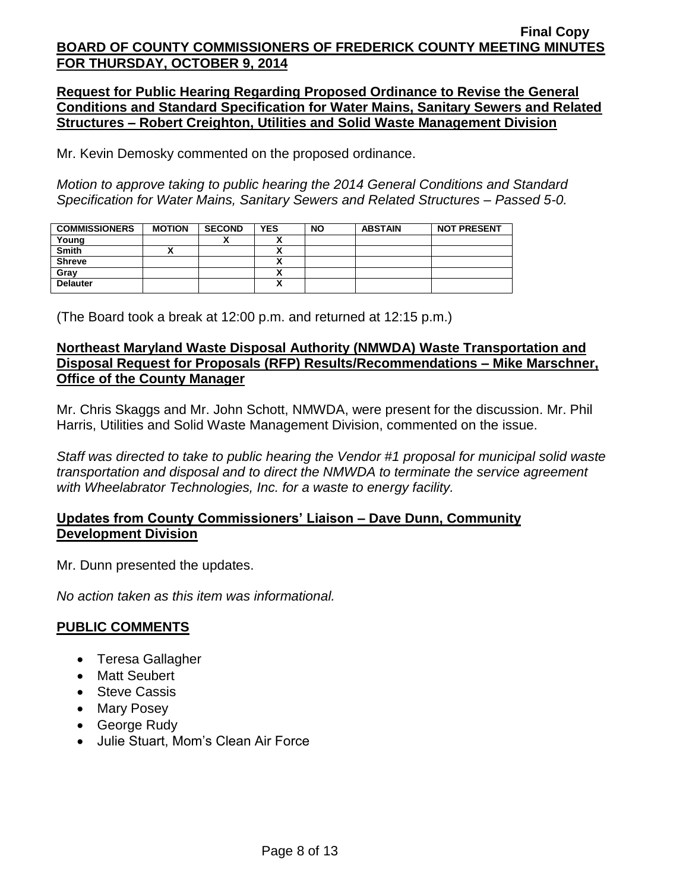**Request for Public Hearing Regarding Proposed Ordinance to Revise the General Conditions and Standard Specification for Water Mains, Sanitary Sewers and Related Structures – Robert Creighton, Utilities and Solid Waste Management Division**

Mr. Kevin Demosky commented on the proposed ordinance.

*Motion to approve taking to public hearing the 2014 General Conditions and Standard Specification for Water Mains, Sanitary Sewers and Related Structures – Passed 5-0.*

| COMMISSIONERS | MOTION | SECOND | YES | NO | ABSTAIN | NOT PRESENT |
|---|---|---|---|---|---|---|
| Young | | X | X | | | |
| Smith | X | | X | | | |
| Shreve | | | X | | | |
| Gray | | | X | | | |
| Delauter | | | X | | | |

(The Board took a break at 12:00 p.m. and returned at 12:15 p.m.)

**Northeast Maryland Waste Disposal Authority (NMWDA) Waste Transportation and Disposal Request for Proposals (RFP) Results/Recommendations – Mike Marschner, Office of the County Manager**

Mr. Chris Skaggs and Mr. John Schott, NMWDA, were present for the discussion. Mr. Phil Harris, Utilities and Solid Waste Management Division, commented on the issue.

*Staff was directed to take to public hearing the Vendor #1 proposal for municipal solid waste transportation and disposal and to direct the NMWDA to terminate the service agreement with Wheelabrator Technologies, Inc. for a waste to energy facility.*

**Updates from County Commissioners' Liaison – Dave Dunn, Community Development Division**

Mr. Dunn presented the updates.

*No action taken as this item was informational.*

**PUBLIC COMMENTS**

- Teresa Gallagher
- Matt Seubert
- Steve Cassis
- Mary Posey
- George Rudy
- Julie Stuart, Mom's Clean Air Force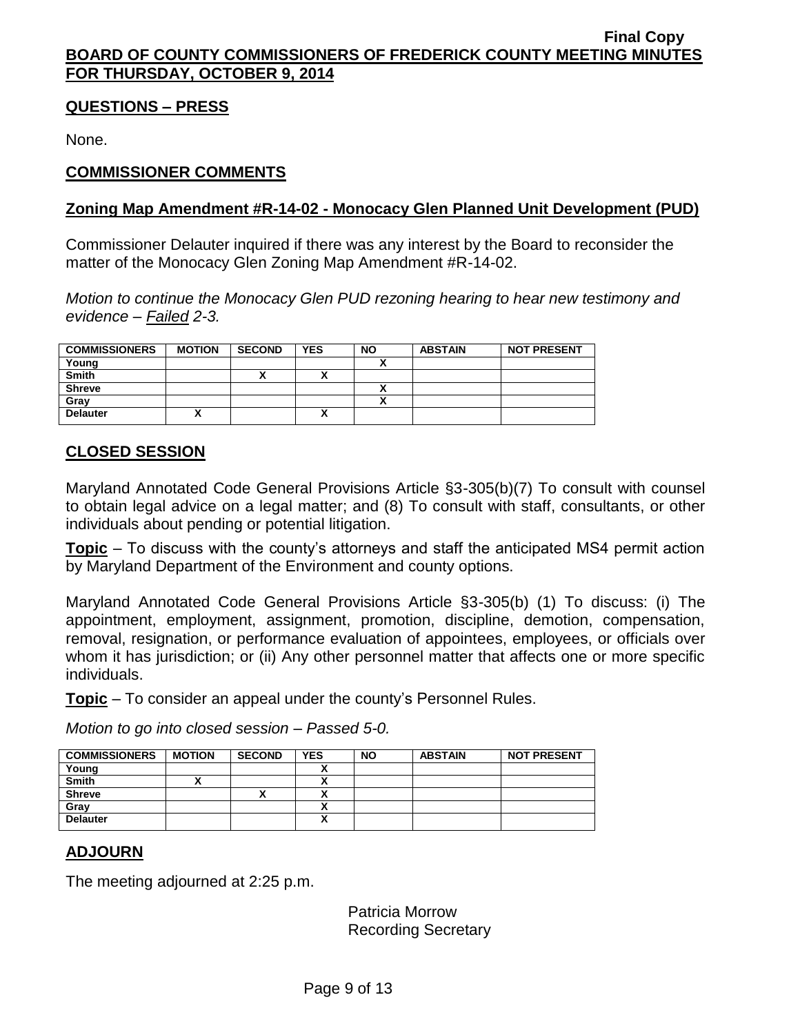**Final Copy**

**BOARD OF COUNTY COMMISSIONERS OF FREDERICK COUNTY MEETING MINUTES FOR THURSDAY, OCTOBER 9, 2014**

## QUESTIONS – PRESS

None.

## COMMISSIONER COMMENTS

### Zoning Map Amendment #R-14-02 - Monocacy Glen Planned Unit Development (PUD)

Commissioner Delauter inquired if there was any interest by the Board to reconsider the matter of the Monocacy Glen Zoning Map Amendment #R-14-02.

*Motion to continue the Monocacy Glen PUD rezoning hearing to hear new testimony and evidence – Failed 2-3.*

| COMMISSIONERS | MOTION | SECOND | YES | NO | ABSTAIN | NOT PRESENT |
|---|---|---|---|---|---|---|
| Young | | | | X | | |
| Smith | | X | X | | | |
| Shreve | | | | X | | |
| Gray | | | | X | | |
| Delauter | X | | X | | | |

## CLOSED SESSION

Maryland Annotated Code General Provisions Article §3-305(b)(7) To consult with counsel to obtain legal advice on a legal matter; and (8) To consult with staff, consultants, or other individuals about pending or potential litigation.

**Topic** – To discuss with the county's attorneys and staff the anticipated MS4 permit action by Maryland Department of the Environment and county options.

Maryland Annotated Code General Provisions Article §3-305(b) (1) To discuss: (i) The appointment, employment, assignment, promotion, discipline, demotion, compensation, removal, resignation, or performance evaluation of appointees, employees, or officials over whom it has jurisdiction; or (ii) Any other personnel matter that affects one or more specific individuals.

**Topic** – To consider an appeal under the county's Personnel Rules.

*Motion to go into closed session – Passed 5-0.*

| COMMISSIONERS | MOTION | SECOND | YES | NO | ABSTAIN | NOT PRESENT |
|---|---|---|---|---|---|---|
| Young | | | X | | | |
| Smith | X | | X | | | |
| Shreve | | X | X | | | |
| Gray | | | X | | | |
| Delauter | | | X | | | |

## ADJOURN

The meeting adjourned at 2:25 p.m.

Patricia Morrow
Recording Secretary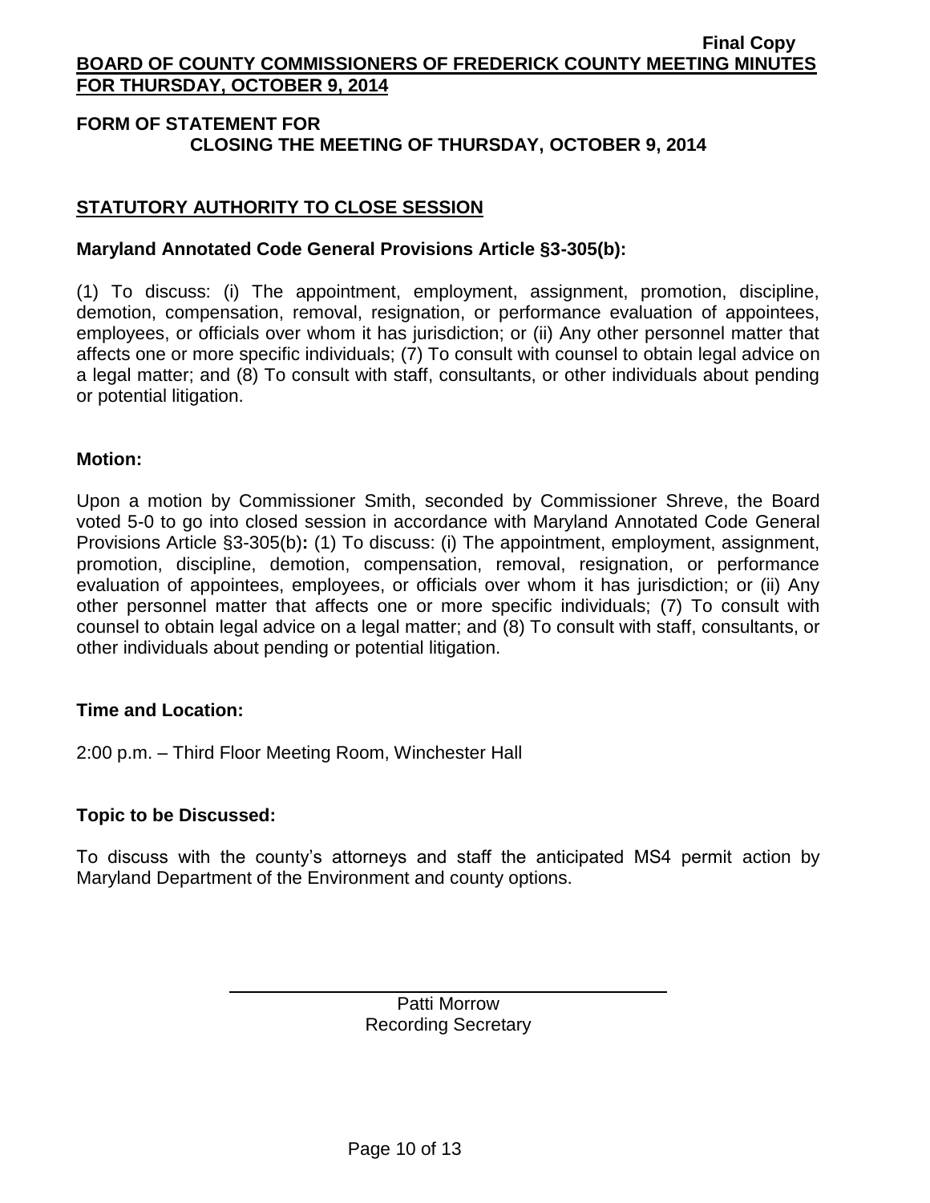**FORM OF STATEMENT FOR**
**CLOSING THE MEETING OF THURSDAY, OCTOBER 9, 2014**

## STATUTORY AUTHORITY TO CLOSE SESSION

**Maryland Annotated Code General Provisions Article §3-305(b):**

(1) To discuss: (i) The appointment, employment, assignment, promotion, discipline, demotion, compensation, removal, resignation, or performance evaluation of appointees, employees, or officials over whom it has jurisdiction; or (ii) Any other personnel matter that affects one or more specific individuals; (7) To consult with counsel to obtain legal advice on a legal matter; and (8) To consult with staff, consultants, or other individuals about pending or potential litigation.

**Motion:**

Upon a motion by Commissioner Smith, seconded by Commissioner Shreve, the Board voted 5-0 to go into closed session in accordance with Maryland Annotated Code General Provisions Article §3-305(b)**:** (1) To discuss: (i) The appointment, employment, assignment, promotion, discipline, demotion, compensation, removal, resignation, or performance evaluation of appointees, employees, or officials over whom it has jurisdiction; or (ii) Any other personnel matter that affects one or more specific individuals; (7) To consult with counsel to obtain legal advice on a legal matter; and (8) To consult with staff, consultants, or other individuals about pending or potential litigation.

**Time and Location:**

2:00 p.m. – Third Floor Meeting Room, Winchester Hall

**Topic to be Discussed:**

To discuss with the county's attorneys and staff the anticipated MS4 permit action by Maryland Department of the Environment and county options.

Patti Morrow
Recording Secretary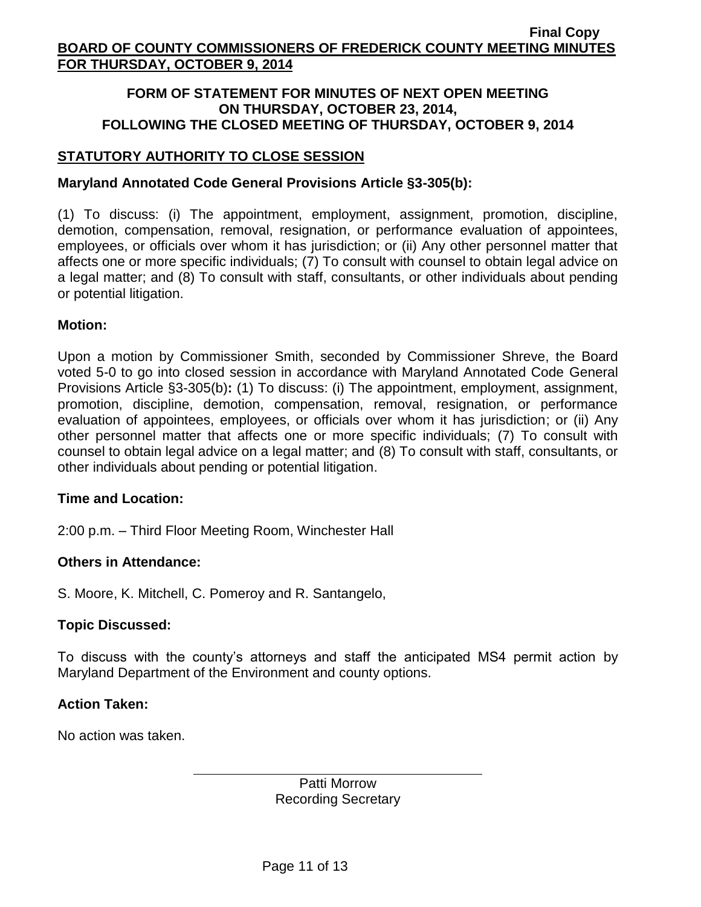**FORM OF STATEMENT FOR MINUTES OF NEXT OPEN MEETING ON THURSDAY, OCTOBER 23, 2014, FOLLOWING THE CLOSED MEETING OF THURSDAY, OCTOBER 9, 2014**

## STATUTORY AUTHORITY TO CLOSE SESSION

**Maryland Annotated Code General Provisions Article §3-305(b):**

(1) To discuss: (i) The appointment, employment, assignment, promotion, discipline, demotion, compensation, removal, resignation, or performance evaluation of appointees, employees, or officials over whom it has jurisdiction; or (ii) Any other personnel matter that affects one or more specific individuals; (7) To consult with counsel to obtain legal advice on a legal matter; and (8) To consult with staff, consultants, or other individuals about pending or potential litigation.

**Motion:**

Upon a motion by Commissioner Smith, seconded by Commissioner Shreve, the Board voted 5-0 to go into closed session in accordance with Maryland Annotated Code General Provisions Article §3-305(b)**:** (1) To discuss: (i) The appointment, employment, assignment, promotion, discipline, demotion, compensation, removal, resignation, or performance evaluation of appointees, employees, or officials over whom it has jurisdiction; or (ii) Any other personnel matter that affects one or more specific individuals; (7) To consult with counsel to obtain legal advice on a legal matter; and (8) To consult with staff, consultants, or other individuals about pending or potential litigation.

**Time and Location:**

2:00 p.m. – Third Floor Meeting Room, Winchester Hall

**Others in Attendance:**

S. Moore, K. Mitchell, C. Pomeroy and R. Santangelo,

**Topic Discussed:**

To discuss with the county's attorneys and staff the anticipated MS4 permit action by Maryland Department of the Environment and county options.

**Action Taken:**

No action was taken.

Patti Morrow
Recording Secretary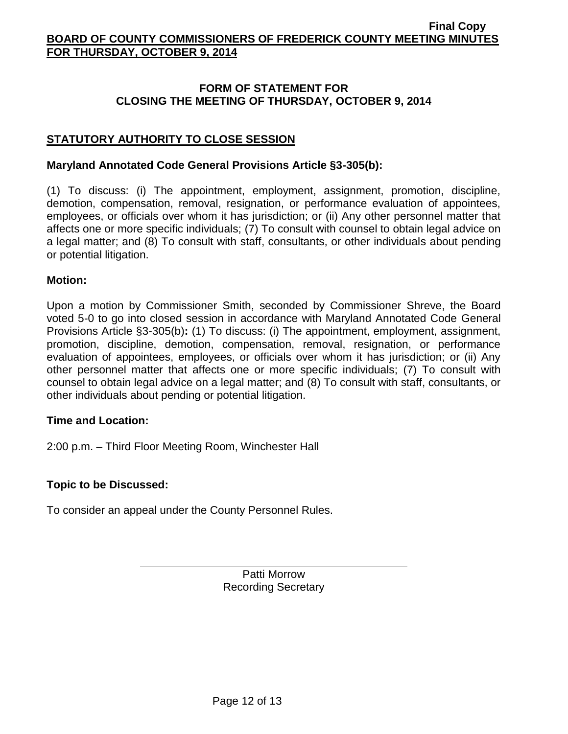## FORM OF STATEMENT FOR CLOSING THE MEETING OF THURSDAY, OCTOBER 9, 2014

### STATUTORY AUTHORITY TO CLOSE SESSION

**Maryland Annotated Code General Provisions Article §3-305(b):**

(1) To discuss: (i) The appointment, employment, assignment, promotion, discipline, demotion, compensation, removal, resignation, or performance evaluation of appointees, employees, or officials over whom it has jurisdiction; or (ii) Any other personnel matter that affects one or more specific individuals; (7) To consult with counsel to obtain legal advice on a legal matter; and (8) To consult with staff, consultants, or other individuals about pending or potential litigation.

**Motion:**

Upon a motion by Commissioner Smith, seconded by Commissioner Shreve, the Board voted 5-0 to go into closed session in accordance with Maryland Annotated Code General Provisions Article §3-305(b)**:** (1) To discuss: (i) The appointment, employment, assignment, promotion, discipline, demotion, compensation, removal, resignation, or performance evaluation of appointees, employees, or officials over whom it has jurisdiction; or (ii) Any other personnel matter that affects one or more specific individuals; (7) To consult with counsel to obtain legal advice on a legal matter; and (8) To consult with staff, consultants, or other individuals about pending or potential litigation.

**Time and Location:**

2:00 p.m. – Third Floor Meeting Room, Winchester Hall

**Topic to be Discussed:**

To consider an appeal under the County Personnel Rules.

Patti Morrow
Recording Secretary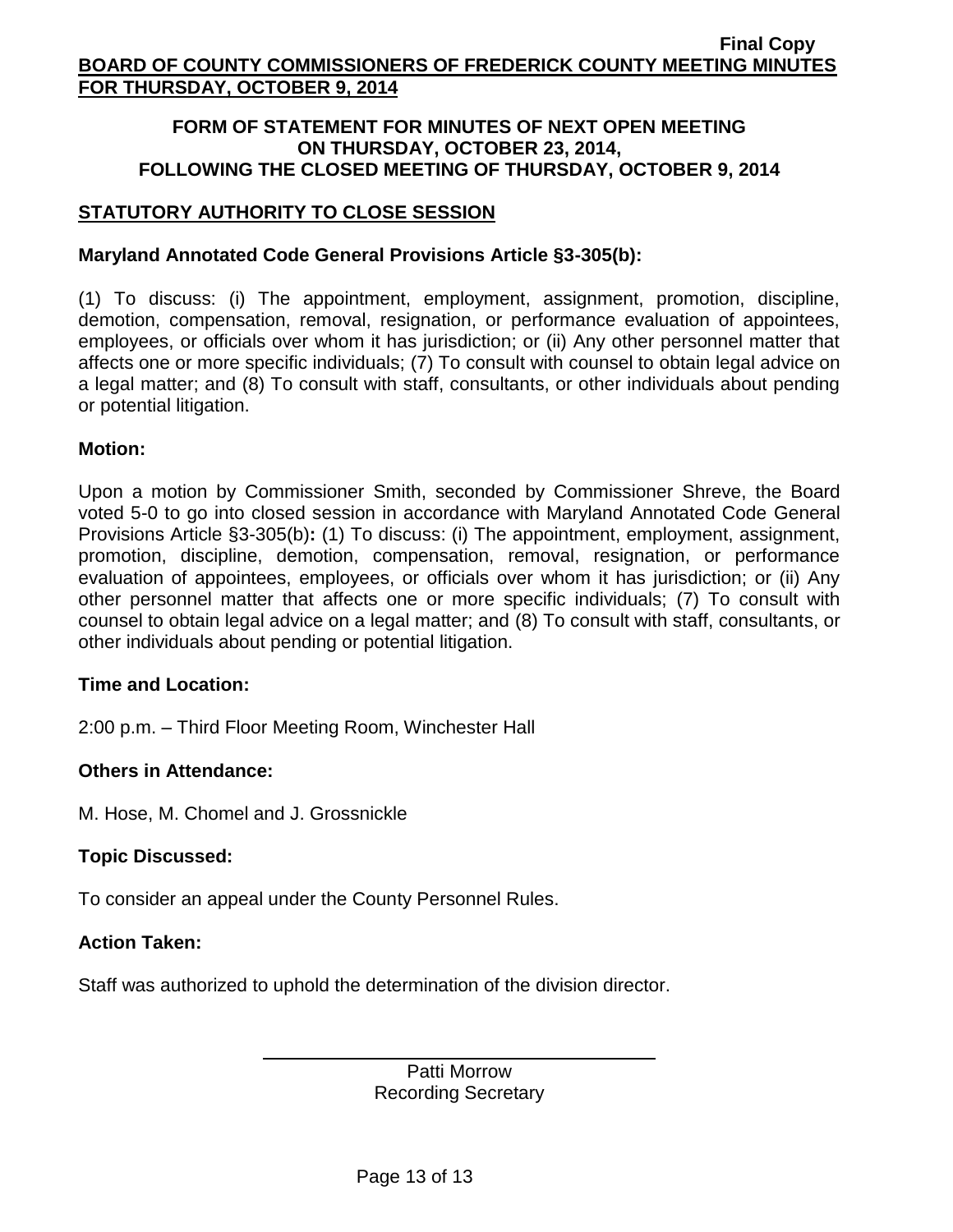**FORM OF STATEMENT FOR MINUTES OF NEXT OPEN MEETING ON THURSDAY, OCTOBER 23, 2014, FOLLOWING THE CLOSED MEETING OF THURSDAY, OCTOBER 9, 2014**

## STATUTORY AUTHORITY TO CLOSE SESSION

**Maryland Annotated Code General Provisions Article §3-305(b):**

(1) To discuss: (i) The appointment, employment, assignment, promotion, discipline, demotion, compensation, removal, resignation, or performance evaluation of appointees, employees, or officials over whom it has jurisdiction; or (ii) Any other personnel matter that affects one or more specific individuals; (7) To consult with counsel to obtain legal advice on a legal matter; and (8) To consult with staff, consultants, or other individuals about pending or potential litigation.

**Motion:**

Upon a motion by Commissioner Smith, seconded by Commissioner Shreve, the Board voted 5-0 to go into closed session in accordance with Maryland Annotated Code General Provisions Article §3-305(b)**:** (1) To discuss: (i) The appointment, employment, assignment, promotion, discipline, demotion, compensation, removal, resignation, or performance evaluation of appointees, employees, or officials over whom it has jurisdiction; or (ii) Any other personnel matter that affects one or more specific individuals; (7) To consult with counsel to obtain legal advice on a legal matter; and (8) To consult with staff, consultants, or other individuals about pending or potential litigation.

**Time and Location:**

2:00 p.m. – Third Floor Meeting Room, Winchester Hall

**Others in Attendance:**

M. Hose, M. Chomel and J. Grossnickle

**Topic Discussed:**

To consider an appeal under the County Personnel Rules.

**Action Taken:**

Staff was authorized to uphold the determination of the division director.

Patti Morrow
Recording Secretary